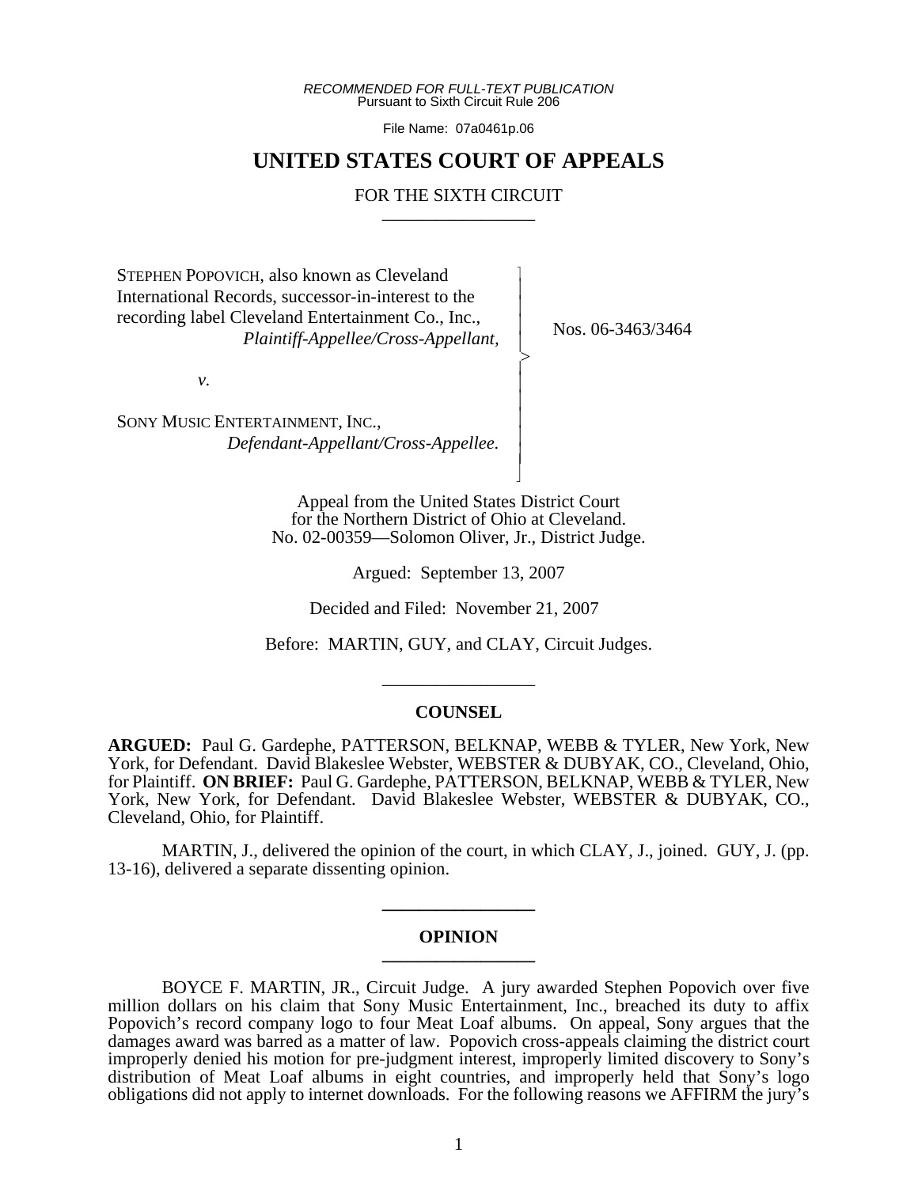*RECOMMENDED FOR FULL-TEXT PUBLICATION*
Pursuant to Sixth Circuit Rule 206

File Name: 07a0461p.06

# UNITED STATES COURT OF APPEALS

## FOR THE SIXTH CIRCUIT

STEPHEN POPOVICH, also known as Cleveland International Records, successor-in-interest to the recording label Cleveland Entertainment Co., Inc.,
*Plaintiff-Appellee/Cross-Appellant*,

*v.*

SONY MUSIC ENTERTAINMENT, INC.,
*Defendant-Appellant/Cross-Appellee.*

Nos. 06-3463/3464

Appeal from the United States District Court for the Northern District of Ohio at Cleveland.
No. 02-00359—Solomon Oliver, Jr., District Judge.

Argued: September 13, 2007

Decided and Filed: November 21, 2007

Before: MARTIN, GUY, and CLAY, Circuit Judges.

### COUNSEL

**ARGUED:** Paul G. Gardephe, PATTERSON, BELKNAP, WEBB & TYLER, New York, New York, for Defendant. David Blakeslee Webster, WEBSTER & DUBYAK, CO., Cleveland, Ohio, for Plaintiff. **ON BRIEF:** Paul G. Gardephe, PATTERSON, BELKNAP, WEBB & TYLER, New York, New York, for Defendant. David Blakeslee Webster, WEBSTER & DUBYAK, CO., Cleveland, Ohio, for Plaintiff.

MARTIN, J., delivered the opinion of the court, in which CLAY, J., joined. GUY, J. (pp. 13-16), delivered a separate dissenting opinion.

### OPINION

BOYCE F. MARTIN, JR., Circuit Judge. A jury awarded Stephen Popovich over five million dollars on his claim that Sony Music Entertainment, Inc., breached its duty to affix Popovich's record company logo to four Meat Loaf albums. On appeal, Sony argues that the damages award was barred as a matter of law. Popovich cross-appeals claiming the district court improperly denied his motion for pre-judgment interest, improperly limited discovery to Sony's distribution of Meat Loaf albums in eight countries, and improperly held that Sony's logo obligations did not apply to internet downloads. For the following reasons we AFFIRM the jury's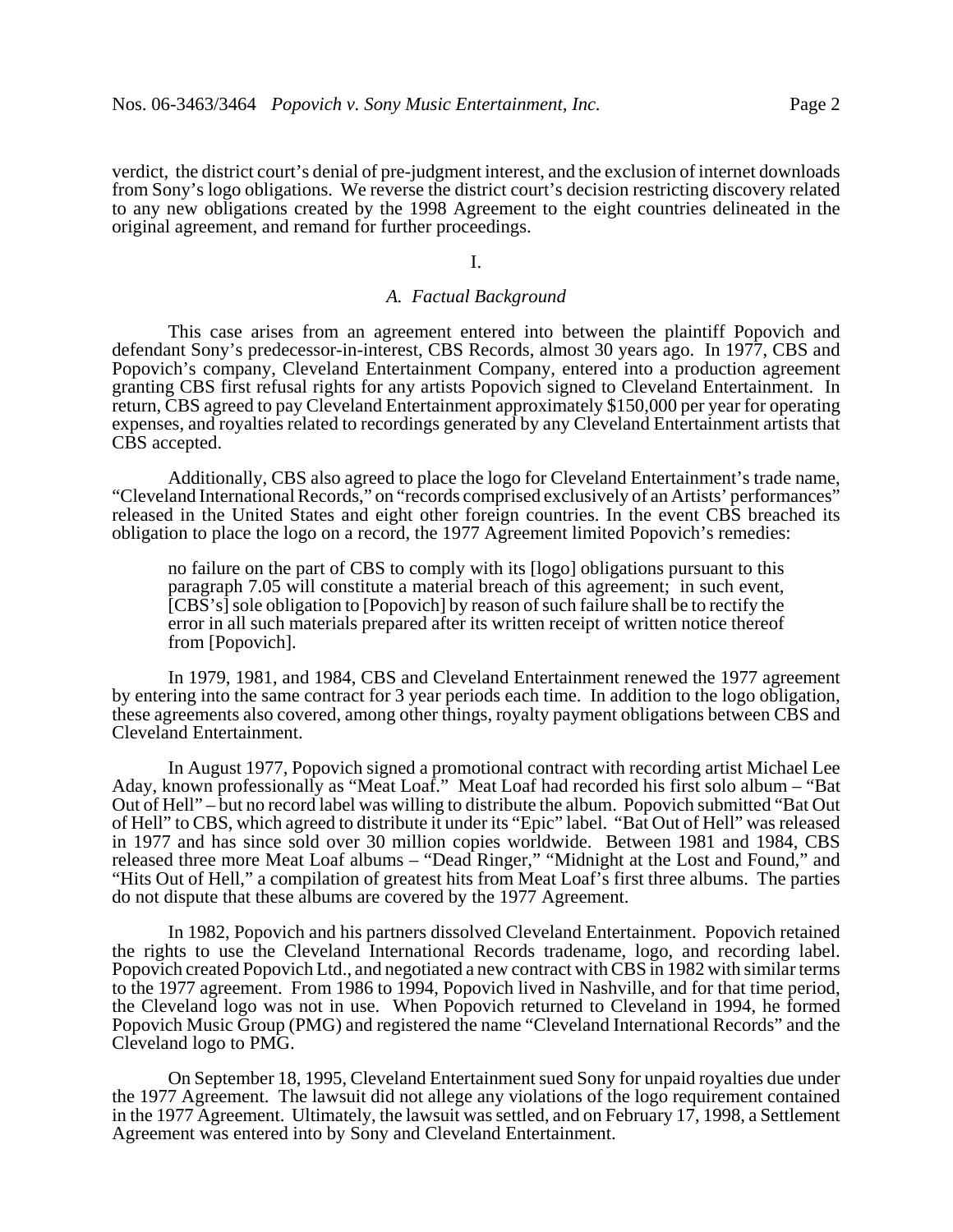verdict, the district court's denial of pre-judgment interest, and the exclusion of internet downloads from Sony's logo obligations. We reverse the district court's decision restricting discovery related to any new obligations created by the 1998 Agreement to the eight countries delineated in the original agreement, and remand for further proceedings.

I.

*A. Factual Background*

This case arises from an agreement entered into between the plaintiff Popovich and defendant Sony's predecessor-in-interest, CBS Records, almost 30 years ago. In 1977, CBS and Popovich's company, Cleveland Entertainment Company, entered into a production agreement granting CBS first refusal rights for any artists Popovich signed to Cleveland Entertainment. In return, CBS agreed to pay Cleveland Entertainment approximately $150,000 per year for operating expenses, and royalties related to recordings generated by any Cleveland Entertainment artists that CBS accepted.

Additionally, CBS also agreed to place the logo for Cleveland Entertainment's trade name, "Cleveland International Records," on "records comprised exclusively of an Artists' performances" released in the United States and eight other foreign countries. In the event CBS breached its obligation to place the logo on a record, the 1977 Agreement limited Popovich's remedies:

> no failure on the part of CBS to comply with its [logo] obligations pursuant to this paragraph 7.05 will constitute a material breach of this agreement; in such event, [CBS's] sole obligation to [Popovich] by reason of such failure shall be to rectify the error in all such materials prepared after its written receipt of written notice thereof from [Popovich].

In 1979, 1981, and 1984, CBS and Cleveland Entertainment renewed the 1977 agreement by entering into the same contract for 3 year periods each time. In addition to the logo obligation, these agreements also covered, among other things, royalty payment obligations between CBS and Cleveland Entertainment.

In August 1977, Popovich signed a promotional contract with recording artist Michael Lee Aday, known professionally as "Meat Loaf." Meat Loaf had recorded his first solo album – "Bat Out of Hell" – but no record label was willing to distribute the album. Popovich submitted "Bat Out of Hell" to CBS, which agreed to distribute it under its "Epic" label. "Bat Out of Hell" was released in 1977 and has since sold over 30 million copies worldwide. Between 1981 and 1984, CBS released three more Meat Loaf albums – "Dead Ringer," "Midnight at the Lost and Found," and "Hits Out of Hell," a compilation of greatest hits from Meat Loaf's first three albums. The parties do not dispute that these albums are covered by the 1977 Agreement.

In 1982, Popovich and his partners dissolved Cleveland Entertainment. Popovich retained the rights to use the Cleveland International Records tradename, logo, and recording label. Popovich created Popovich Ltd., and negotiated a new contract with CBS in 1982 with similar terms to the 1977 agreement. From 1986 to 1994, Popovich lived in Nashville, and for that time period, the Cleveland logo was not in use. When Popovich returned to Cleveland in 1994, he formed Popovich Music Group (PMG) and registered the name "Cleveland International Records" and the Cleveland logo to PMG.

On September 18, 1995, Cleveland Entertainment sued Sony for unpaid royalties due under the 1977 Agreement. The lawsuit did not allege any violations of the logo requirement contained in the 1977 Agreement. Ultimately, the lawsuit was settled, and on February 17, 1998, a Settlement Agreement was entered into by Sony and Cleveland Entertainment.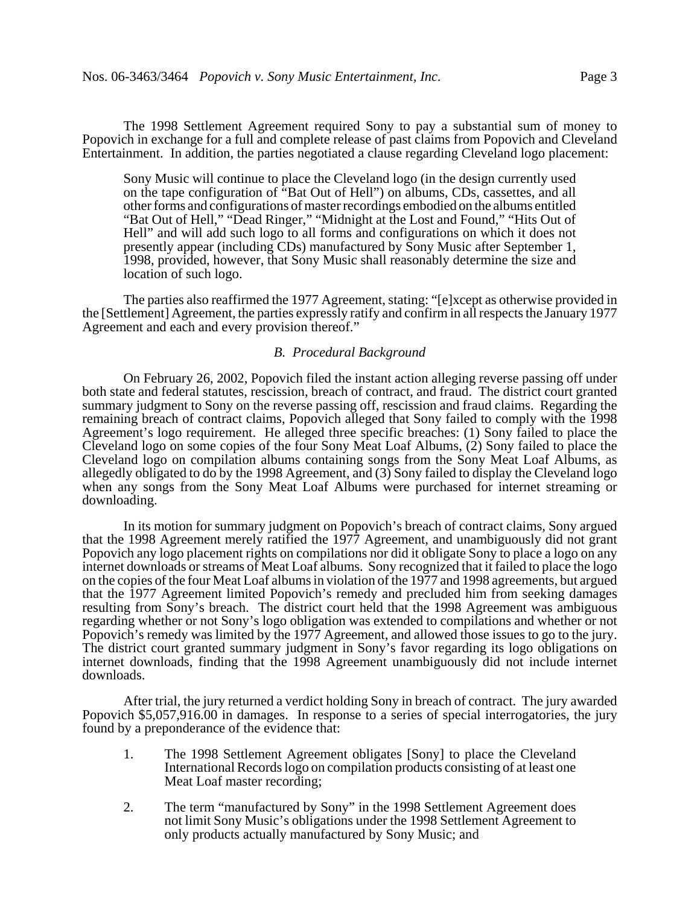The 1998 Settlement Agreement required Sony to pay a substantial sum of money to Popovich in exchange for a full and complete release of past claims from Popovich and Cleveland Entertainment. In addition, the parties negotiated a clause regarding Cleveland logo placement:

> Sony Music will continue to place the Cleveland logo (in the design currently used on the tape configuration of "Bat Out of Hell") on albums, CDs, cassettes, and all other forms and configurations of master recordings embodied on the albums entitled "Bat Out of Hell," "Dead Ringer," "Midnight at the Lost and Found," "Hits Out of Hell" and will add such logo to all forms and configurations on which it does not presently appear (including CDs) manufactured by Sony Music after September 1, 1998, provided, however, that Sony Music shall reasonably determine the size and location of such logo.

The parties also reaffirmed the 1977 Agreement, stating: "[e]xcept as otherwise provided in the [Settlement] Agreement, the parties expressly ratify and confirm in all respects the January 1977 Agreement and each and every provision thereof."

### *B. Procedural Background*

On February 26, 2002, Popovich filed the instant action alleging reverse passing off under both state and federal statutes, rescission, breach of contract, and fraud. The district court granted summary judgment to Sony on the reverse passing off, rescission and fraud claims. Regarding the remaining breach of contract claims, Popovich alleged that Sony failed to comply with the 1998 Agreement's logo requirement. He alleged three specific breaches: (1) Sony failed to place the Cleveland logo on some copies of the four Sony Meat Loaf Albums, (2) Sony failed to place the Cleveland logo on compilation albums containing songs from the Sony Meat Loaf Albums, as allegedly obligated to do by the 1998 Agreement, and (3) Sony failed to display the Cleveland logo when any songs from the Sony Meat Loaf Albums were purchased for internet streaming or downloading.

In its motion for summary judgment on Popovich's breach of contract claims, Sony argued that the 1998 Agreement merely ratified the 1977 Agreement, and unambiguously did not grant Popovich any logo placement rights on compilations nor did it obligate Sony to place a logo on any internet downloads or streams of Meat Loaf albums. Sony recognized that it failed to place the logo on the copies of the four Meat Loaf albums in violation of the 1977 and 1998 agreements, but argued that the 1977 Agreement limited Popovich's remedy and precluded him from seeking damages resulting from Sony's breach. The district court held that the 1998 Agreement was ambiguous regarding whether or not Sony's logo obligation was extended to compilations and whether or not Popovich's remedy was limited by the 1977 Agreement, and allowed those issues to go to the jury. The district court granted summary judgment in Sony's favor regarding its logo obligations on internet downloads, finding that the 1998 Agreement unambiguously did not include internet downloads.

After trial, the jury returned a verdict holding Sony in breach of contract. The jury awarded Popovich $5,057,916.00 in damages. In response to a series of special interrogatories, the jury found by a preponderance of the evidence that:

> 1. The 1998 Settlement Agreement obligates [Sony] to place the Cleveland International Records logo on compilation products consisting of at least one Meat Loaf master recording;
>
> 2. The term "manufactured by Sony" in the 1998 Settlement Agreement does not limit Sony Music's obligations under the 1998 Settlement Agreement to only products actually manufactured by Sony Music; and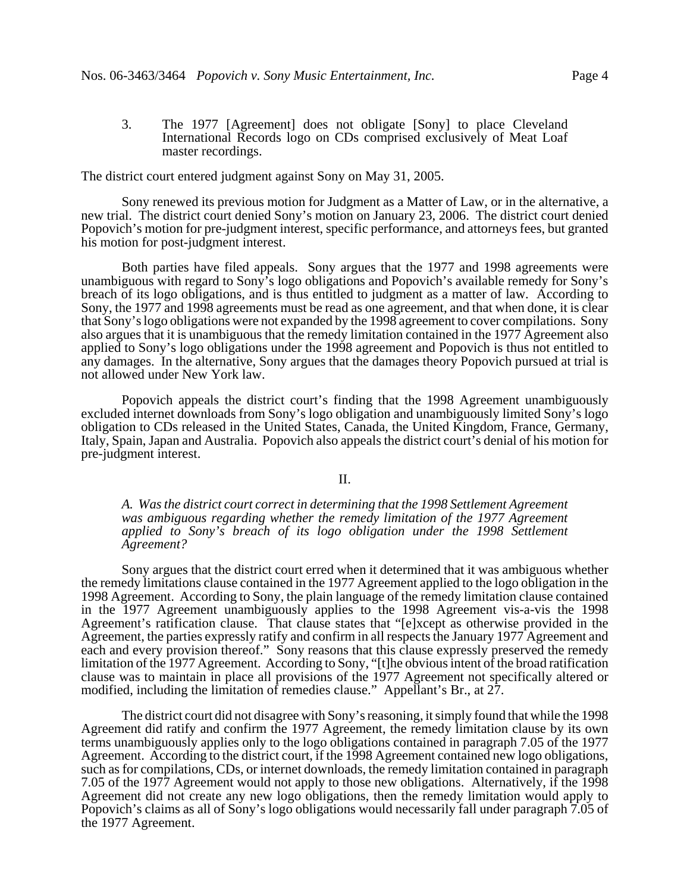3. The 1977 [Agreement] does not obligate [Sony] to place Cleveland International Records logo on CDs comprised exclusively of Meat Loaf master recordings.

The district court entered judgment against Sony on May 31, 2005.

Sony renewed its previous motion for Judgment as a Matter of Law, or in the alternative, a new trial. The district court denied Sony's motion on January 23, 2006. The district court denied Popovich's motion for pre-judgment interest, specific performance, and attorneys fees, but granted his motion for post-judgment interest.

Both parties have filed appeals. Sony argues that the 1977 and 1998 agreements were unambiguous with regard to Sony's logo obligations and Popovich's available remedy for Sony's breach of its logo obligations, and is thus entitled to judgment as a matter of law. According to Sony, the 1977 and 1998 agreements must be read as one agreement, and that when done, it is clear that Sony's logo obligations were not expanded by the 1998 agreement to cover compilations. Sony also argues that it is unambiguous that the remedy limitation contained in the 1977 Agreement also applied to Sony's logo obligations under the 1998 agreement and Popovich is thus not entitled to any damages. In the alternative, Sony argues that the damages theory Popovich pursued at trial is not allowed under New York law.

Popovich appeals the district court's finding that the 1998 Agreement unambiguously excluded internet downloads from Sony's logo obligation and unambiguously limited Sony's logo obligation to CDs released in the United States, Canada, the United Kingdom, France, Germany, Italy, Spain, Japan and Australia. Popovich also appeals the district court's denial of his motion for pre-judgment interest.

## II.

*A. Was the district court correct in determining that the 1998 Settlement Agreement was ambiguous regarding whether the remedy limitation of the 1977 Agreement applied to Sony's breach of its logo obligation under the 1998 Settlement Agreement?*

Sony argues that the district court erred when it determined that it was ambiguous whether the remedy limitations clause contained in the 1977 Agreement applied to the logo obligation in the 1998 Agreement. According to Sony, the plain language of the remedy limitation clause contained in the 1977 Agreement unambiguously applies to the 1998 Agreement vis-a-vis the 1998 Agreement's ratification clause. That clause states that "[e]xcept as otherwise provided in the Agreement, the parties expressly ratify and confirm in all respects the January 1977 Agreement and each and every provision thereof." Sony reasons that this clause expressly preserved the remedy limitation of the 1977 Agreement. According to Sony, "[t]he obvious intent of the broad ratification clause was to maintain in place all provisions of the 1977 Agreement not specifically altered or modified, including the limitation of remedies clause." Appellant's Br., at 27.

The district court did not disagree with Sony's reasoning, it simply found that while the 1998 Agreement did ratify and confirm the 1977 Agreement, the remedy limitation clause by its own terms unambiguously applies only to the logo obligations contained in paragraph 7.05 of the 1977 Agreement. According to the district court, if the 1998 Agreement contained new logo obligations, such as for compilations, CDs, or internet downloads, the remedy limitation contained in paragraph 7.05 of the 1977 Agreement would not apply to those new obligations. Alternatively, if the 1998 Agreement did not create any new logo obligations, then the remedy limitation would apply to Popovich's claims as all of Sony's logo obligations would necessarily fall under paragraph 7.05 of the 1977 Agreement.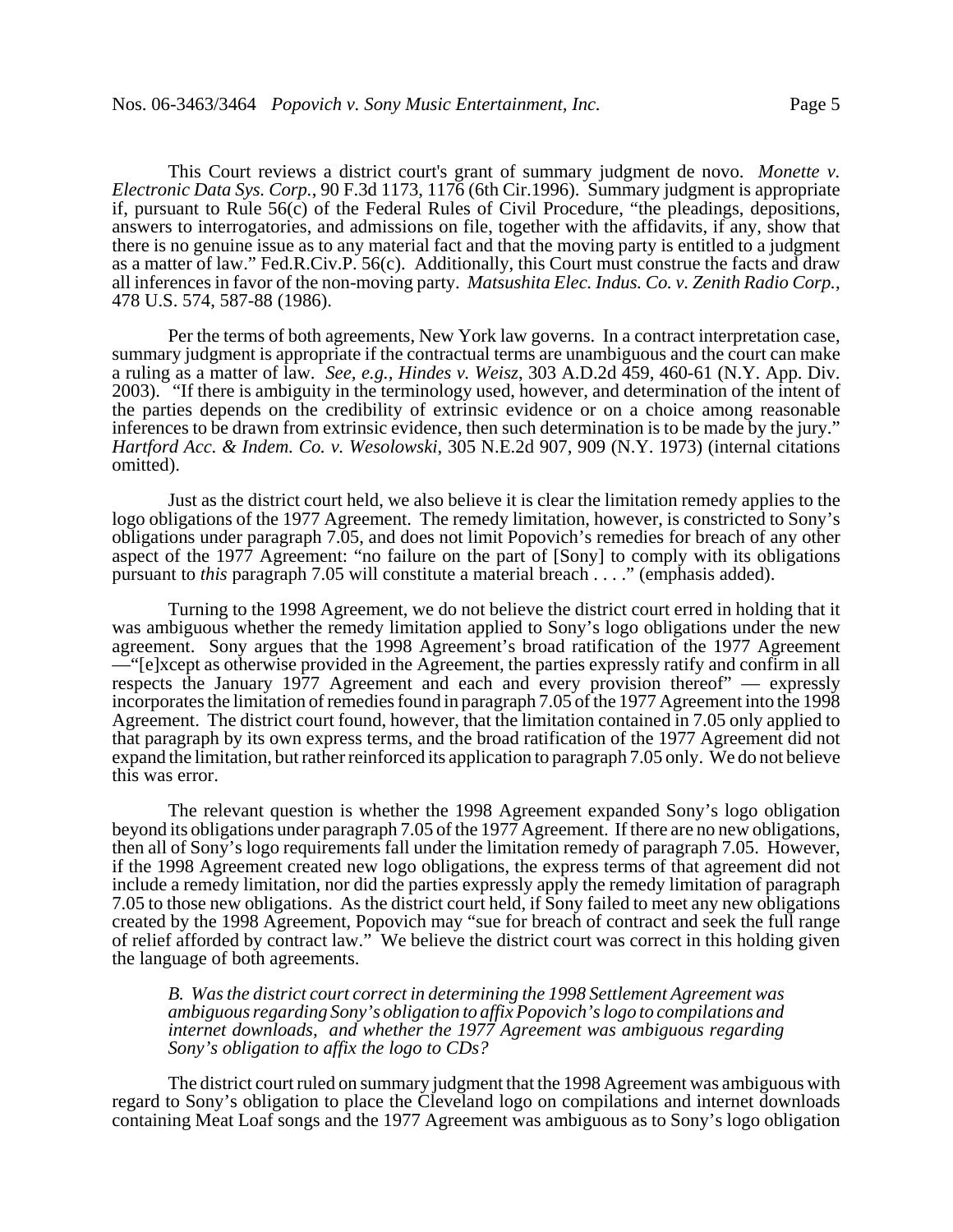This Court reviews a district court's grant of summary judgment de novo. *Monette v. Electronic Data Sys. Corp.*, 90 F.3d 1173, 1176 (6th Cir.1996). Summary judgment is appropriate if, pursuant to Rule 56(c) of the Federal Rules of Civil Procedure, "the pleadings, depositions, answers to interrogatories, and admissions on file, together with the affidavits, if any, show that there is no genuine issue as to any material fact and that the moving party is entitled to a judgment as a matter of law." Fed.R.Civ.P. 56(c). Additionally, this Court must construe the facts and draw all inferences in favor of the non-moving party. *Matsushita Elec. Indus. Co. v. Zenith Radio Corp.*, 478 U.S. 574, 587-88 (1986).

Per the terms of both agreements, New York law governs. In a contract interpretation case, summary judgment is appropriate if the contractual terms are unambiguous and the court can make a ruling as a matter of law. *See, e.g., Hindes v. Weisz*, 303 A.D.2d 459, 460-61 (N.Y. App. Div. 2003). "If there is ambiguity in the terminology used, however, and determination of the intent of the parties depends on the credibility of extrinsic evidence or on a choice among reasonable inferences to be drawn from extrinsic evidence, then such determination is to be made by the jury." *Hartford Acc. & Indem. Co. v. Wesolowski*, 305 N.E.2d 907, 909 (N.Y. 1973) (internal citations omitted).

Just as the district court held, we also believe it is clear the limitation remedy applies to the logo obligations of the 1977 Agreement. The remedy limitation, however, is constricted to Sony's obligations under paragraph 7.05, and does not limit Popovich's remedies for breach of any other aspect of the 1977 Agreement: "no failure on the part of [Sony] to comply with its obligations pursuant to *this* paragraph 7.05 will constitute a material breach . . . ." (emphasis added).

Turning to the 1998 Agreement, we do not believe the district court erred in holding that it was ambiguous whether the remedy limitation applied to Sony's logo obligations under the new agreement. Sony argues that the 1998 Agreement's broad ratification of the 1977 Agreement —"[e]xcept as otherwise provided in the Agreement, the parties expressly ratify and confirm in all respects the January 1977 Agreement and each and every provision thereof" — expressly incorporates the limitation of remedies found in paragraph 7.05 of the 1977 Agreement into the 1998 Agreement. The district court found, however, that the limitation contained in 7.05 only applied to that paragraph by its own express terms, and the broad ratification of the 1977 Agreement did not expand the limitation, but rather reinforced its application to paragraph 7.05 only. We do not believe this was error.

The relevant question is whether the 1998 Agreement expanded Sony's logo obligation beyond its obligations under paragraph 7.05 of the 1977 Agreement. If there are no new obligations, then all of Sony's logo requirements fall under the limitation remedy of paragraph 7.05. However, if the 1998 Agreement created new logo obligations, the express terms of that agreement did not include a remedy limitation, nor did the parties expressly apply the remedy limitation of paragraph 7.05 to those new obligations. As the district court held, if Sony failed to meet any new obligations created by the 1998 Agreement, Popovich may "sue for breach of contract and seek the full range of relief afforded by contract law." We believe the district court was correct in this holding given the language of both agreements.

*B. Was the district court correct in determining the 1998 Settlement Agreement was ambiguous regarding Sony's obligation to affix Popovich's logo to compilations and internet downloads, and whether the 1977 Agreement was ambiguous regarding Sony's obligation to affix the logo to CDs?*

The district court ruled on summary judgment that the 1998 Agreement was ambiguous with regard to Sony's obligation to place the Cleveland logo on compilations and internet downloads containing Meat Loaf songs and the 1977 Agreement was ambiguous as to Sony's logo obligation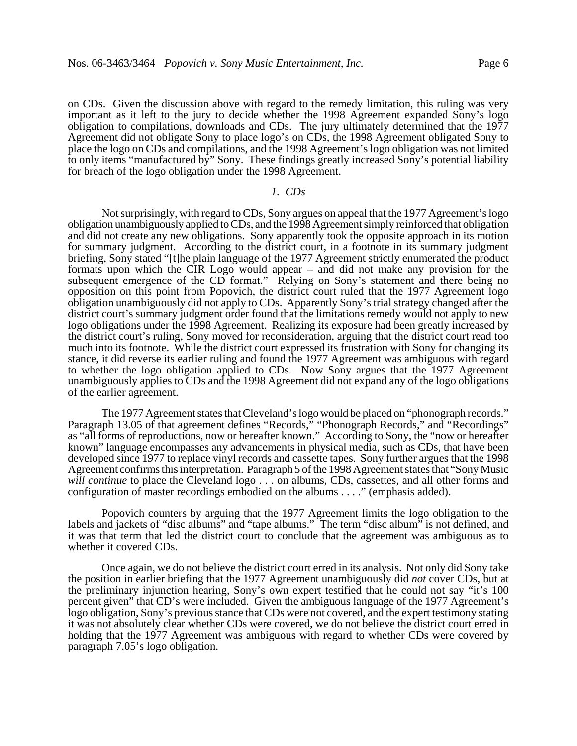on CDs. Given the discussion above with regard to the remedy limitation, this ruling was very important as it left to the jury to decide whether the 1998 Agreement expanded Sony's logo obligation to compilations, downloads and CDs. The jury ultimately determined that the 1977 Agreement did not obligate Sony to place logo's on CDs, the 1998 Agreement obligated Sony to place the logo on CDs and compilations, and the 1998 Agreement's logo obligation was not limited to only items "manufactured by" Sony. These findings greatly increased Sony's potential liability for breach of the logo obligation under the 1998 Agreement.

### *1. CDs*

Not surprisingly, with regard to CDs, Sony argues on appeal that the 1977 Agreement's logo obligation unambiguously applied to CDs, and the 1998 Agreement simply reinforced that obligation and did not create any new obligations. Sony apparently took the opposite approach in its motion for summary judgment. According to the district court, in a footnote in its summary judgment briefing, Sony stated "[t]he plain language of the 1977 Agreement strictly enumerated the product formats upon which the CIR Logo would appear – and did not make any provision for the subsequent emergence of the CD format." Relying on Sony's statement and there being no opposition on this point from Popovich, the district court ruled that the 1977 Agreement logo obligation unambiguously did not apply to CDs. Apparently Sony's trial strategy changed after the district court's summary judgment order found that the limitations remedy would not apply to new logo obligations under the 1998 Agreement. Realizing its exposure had been greatly increased by the district court's ruling, Sony moved for reconsideration, arguing that the district court read too much into its footnote. While the district court expressed its frustration with Sony for changing its stance, it did reverse its earlier ruling and found the 1977 Agreement was ambiguous with regard to whether the logo obligation applied to CDs. Now Sony argues that the 1977 Agreement unambiguously applies to CDs and the 1998 Agreement did not expand any of the logo obligations of the earlier agreement.

The 1977 Agreement states that Cleveland's logo would be placed on "phonograph records." Paragraph 13.05 of that agreement defines "Records," "Phonograph Records," and "Recordings" as "all forms of reproductions, now or hereafter known." According to Sony, the "now or hereafter known" language encompasses any advancements in physical media, such as CDs, that have been developed since 1977 to replace vinyl records and cassette tapes. Sony further argues that the 1998 Agreement confirms this interpretation. Paragraph 5 of the 1998 Agreement states that "Sony Music *will continue* to place the Cleveland logo . . . on albums, CDs, cassettes, and all other forms and configuration of master recordings embodied on the albums . . . ." (emphasis added).

Popovich counters by arguing that the 1977 Agreement limits the logo obligation to the labels and jackets of "disc albums" and "tape albums." The term "disc album" is not defined, and it was that term that led the district court to conclude that the agreement was ambiguous as to whether it covered CDs.

Once again, we do not believe the district court erred in its analysis. Not only did Sony take the position in earlier briefing that the 1977 Agreement unambiguously did *not* cover CDs, but at the preliminary injunction hearing, Sony's own expert testified that he could not say "it's 100 percent given" that CD's were included. Given the ambiguous language of the 1977 Agreement's logo obligation, Sony's previous stance that CDs were not covered, and the expert testimony stating it was not absolutely clear whether CDs were covered, we do not believe the district court erred in holding that the 1977 Agreement was ambiguous with regard to whether CDs were covered by paragraph 7.05's logo obligation.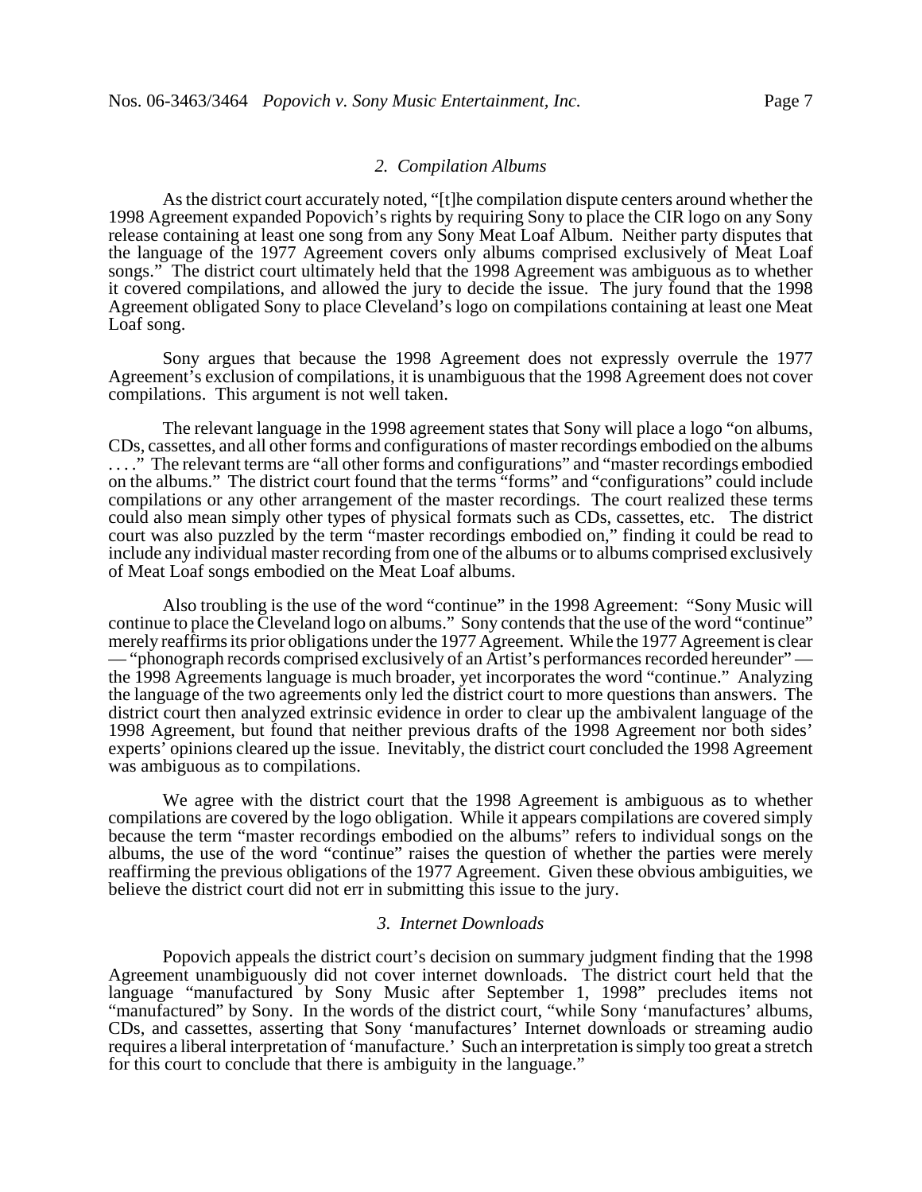### *2. Compilation Albums*

As the district court accurately noted, "[t]he compilation dispute centers around whether the 1998 Agreement expanded Popovich's rights by requiring Sony to place the CIR logo on any Sony release containing at least one song from any Sony Meat Loaf Album. Neither party disputes that the language of the 1977 Agreement covers only albums comprised exclusively of Meat Loaf songs." The district court ultimately held that the 1998 Agreement was ambiguous as to whether it covered compilations, and allowed the jury to decide the issue. The jury found that the 1998 Agreement obligated Sony to place Cleveland's logo on compilations containing at least one Meat Loaf song.

Sony argues that because the 1998 Agreement does not expressly overrule the 1977 Agreement's exclusion of compilations, it is unambiguous that the 1998 Agreement does not cover compilations. This argument is not well taken.

The relevant language in the 1998 agreement states that Sony will place a logo "on albums, CDs, cassettes, and all other forms and configurations of master recordings embodied on the albums . . . ." The relevant terms are "all other forms and configurations" and "master recordings embodied on the albums." The district court found that the terms "forms" and "configurations" could include compilations or any other arrangement of the master recordings. The court realized these terms could also mean simply other types of physical formats such as CDs, cassettes, etc. The district court was also puzzled by the term "master recordings embodied on," finding it could be read to include any individual master recording from one of the albums or to albums comprised exclusively of Meat Loaf songs embodied on the Meat Loaf albums.

Also troubling is the use of the word "continue" in the 1998 Agreement: "Sony Music will continue to place the Cleveland logo on albums." Sony contends that the use of the word "continue" merely reaffirms its prior obligations under the 1977 Agreement. While the 1977 Agreement is clear — "phonograph records comprised exclusively of an Artist's performances recorded hereunder" — the 1998 Agreements language is much broader, yet incorporates the word "continue." Analyzing the language of the two agreements only led the district court to more questions than answers. The district court then analyzed extrinsic evidence in order to clear up the ambivalent language of the 1998 Agreement, but found that neither previous drafts of the 1998 Agreement nor both sides' experts' opinions cleared up the issue. Inevitably, the district court concluded the 1998 Agreement was ambiguous as to compilations.

We agree with the district court that the 1998 Agreement is ambiguous as to whether compilations are covered by the logo obligation. While it appears compilations are covered simply because the term "master recordings embodied on the albums" refers to individual songs on the albums, the use of the word "continue" raises the question of whether the parties were merely reaffirming the previous obligations of the 1977 Agreement. Given these obvious ambiguities, we believe the district court did not err in submitting this issue to the jury.

### *3. Internet Downloads*

Popovich appeals the district court's decision on summary judgment finding that the 1998 Agreement unambiguously did not cover internet downloads. The district court held that the language "manufactured by Sony Music after September 1, 1998" precludes items not "manufactured" by Sony. In the words of the district court, "while Sony 'manufactures' albums, CDs, and cassettes, asserting that Sony 'manufactures' Internet downloads or streaming audio requires a liberal interpretation of 'manufacture.' Such an interpretation is simply too great a stretch for this court to conclude that there is ambiguity in the language."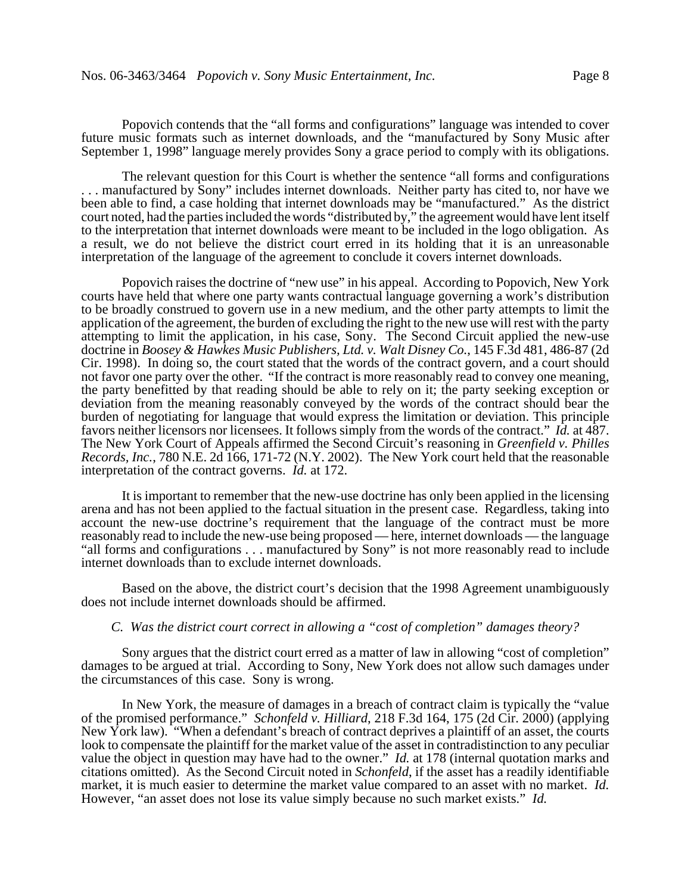Popovich contends that the "all forms and configurations" language was intended to cover future music formats such as internet downloads, and the "manufactured by Sony Music after September 1, 1998" language merely provides Sony a grace period to comply with its obligations.

The relevant question for this Court is whether the sentence "all forms and configurations . . . manufactured by Sony" includes internet downloads. Neither party has cited to, nor have we been able to find, a case holding that internet downloads may be "manufactured." As the district court noted, had the parties included the words "distributed by," the agreement would have lent itself to the interpretation that internet downloads were meant to be included in the logo obligation. As a result, we do not believe the district court erred in its holding that it is an unreasonable interpretation of the language of the agreement to conclude it covers internet downloads.

Popovich raises the doctrine of "new use" in his appeal. According to Popovich, New York courts have held that where one party wants contractual language governing a work's distribution to be broadly construed to govern use in a new medium, and the other party attempts to limit the application of the agreement, the burden of excluding the right to the new use will rest with the party attempting to limit the application, in his case, Sony. The Second Circuit applied the new-use doctrine in *Boosey & Hawkes Music Publishers, Ltd. v. Walt Disney Co.*, 145 F.3d 481, 486-87 (2d Cir. 1998). In doing so, the court stated that the words of the contract govern, and a court should not favor one party over the other. "If the contract is more reasonably read to convey one meaning, the party benefitted by that reading should be able to rely on it; the party seeking exception or deviation from the meaning reasonably conveyed by the words of the contract should bear the burden of negotiating for language that would express the limitation or deviation. This principle favors neither licensors nor licensees. It follows simply from the words of the contract." *Id.* at 487. The New York Court of Appeals affirmed the Second Circuit's reasoning in *Greenfield v. Philles Records, Inc.*, 780 N.E. 2d 166, 171-72 (N.Y. 2002). The New York court held that the reasonable interpretation of the contract governs. *Id.* at 172.

It is important to remember that the new-use doctrine has only been applied in the licensing arena and has not been applied to the factual situation in the present case. Regardless, taking into account the new-use doctrine's requirement that the language of the contract must be more reasonably read to include the new-use being proposed — here, internet downloads — the language "all forms and configurations . . . manufactured by Sony" is not more reasonably read to include internet downloads than to exclude internet downloads.

Based on the above, the district court's decision that the 1998 Agreement unambiguously does not include internet downloads should be affirmed.

### *C. Was the district court correct in allowing a "cost of completion" damages theory?*

Sony argues that the district court erred as a matter of law in allowing "cost of completion" damages to be argued at trial. According to Sony, New York does not allow such damages under the circumstances of this case. Sony is wrong.

In New York, the measure of damages in a breach of contract claim is typically the "value of the promised performance." *Schonfeld v. Hilliard*, 218 F.3d 164, 175 (2d Cir. 2000) (applying New York law). "When a defendant's breach of contract deprives a plaintiff of an asset, the courts look to compensate the plaintiff for the market value of the asset in contradistinction to any peculiar value the object in question may have had to the owner." *Id.* at 178 (internal quotation marks and citations omitted). As the Second Circuit noted in *Schonfeld*, if the asset has a readily identifiable market, it is much easier to determine the market value compared to an asset with no market. *Id.* However, "an asset does not lose its value simply because no such market exists." *Id.*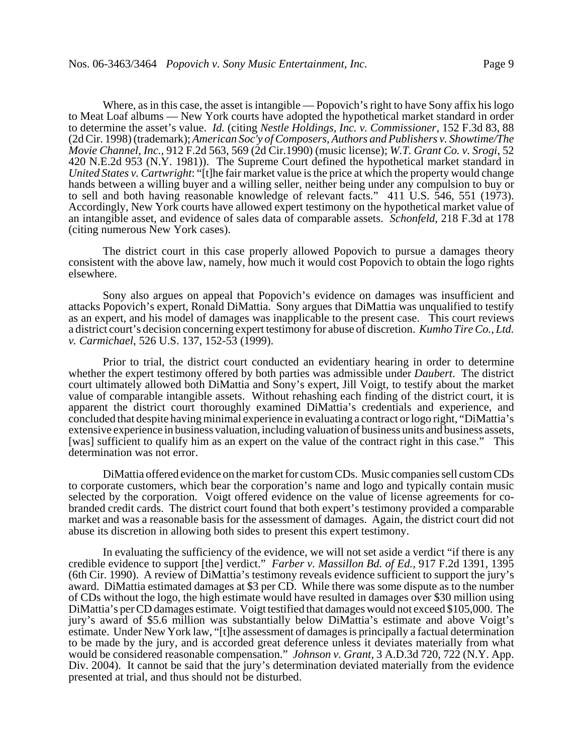Where, as in this case, the asset is intangible — Popovich's right to have Sony affix his logo to Meat Loaf albums — New York courts have adopted the hypothetical market standard in order to determine the asset's value. *Id.* (citing *Nestle Holdings, Inc. v. Commissioner*, 152 F.3d 83, 88 (2d Cir. 1998) (trademark); *American Soc'y of Composers, Authors and Publishers v. Showtime/The Movie Channel, Inc.*, 912 F.2d 563, 569 (2d Cir.1990) (music license); *W.T. Grant Co. v. Srogi*, 52 420 N.E.2d 953 (N.Y. 1981)). The Supreme Court defined the hypothetical market standard in *United States v. Cartwright*: "[t]he fair market value is the price at which the property would change hands between a willing buyer and a willing seller, neither being under any compulsion to buy or to sell and both having reasonable knowledge of relevant facts." 411 U.S. 546, 551 (1973). Accordingly, New York courts have allowed expert testimony on the hypothetical market value of an intangible asset, and evidence of sales data of comparable assets. *Schonfeld*, 218 F.3d at 178 (citing numerous New York cases).

The district court in this case properly allowed Popovich to pursue a damages theory consistent with the above law, namely, how much it would cost Popovich to obtain the logo rights elsewhere.

Sony also argues on appeal that Popovich's evidence on damages was insufficient and attacks Popovich's expert, Ronald DiMattia. Sony argues that DiMattia was unqualified to testify as an expert, and his model of damages was inapplicable to the present case. This court reviews a district court's decision concerning expert testimony for abuse of discretion. *Kumho Tire Co., Ltd. v. Carmichael*, 526 U.S. 137, 152-53 (1999).

Prior to trial, the district court conducted an evidentiary hearing in order to determine whether the expert testimony offered by both parties was admissible under *Daubert*. The district court ultimately allowed both DiMattia and Sony's expert, Jill Voigt, to testify about the market value of comparable intangible assets. Without rehashing each finding of the district court, it is apparent the district court thoroughly examined DiMattia's credentials and experience, and concluded that despite having minimal experience in evaluating a contract or logo right, "DiMattia's extensive experience in business valuation, including valuation of business units and business assets, [was] sufficient to qualify him as an expert on the value of the contract right in this case." This determination was not error.

DiMattia offered evidence on the market for custom CDs. Music companies sell custom CDs to corporate customers, which bear the corporation's name and logo and typically contain music selected by the corporation. Voigt offered evidence on the value of license agreements for co-branded credit cards. The district court found that both expert's testimony provided a comparable market and was a reasonable basis for the assessment of damages. Again, the district court did not abuse its discretion in allowing both sides to present this expert testimony.

In evaluating the sufficiency of the evidence, we will not set aside a verdict "if there is any credible evidence to support [the] verdict." *Farber v. Massillon Bd. of Ed.*, 917 F.2d 1391, 1395 (6th Cir. 1990). A review of DiMattia's testimony reveals evidence sufficient to support the jury's award. DiMattia estimated damages at $3 per CD. While there was some dispute as to the number of CDs without the logo, the high estimate would have resulted in damages over $30 million using DiMattia's per CD damages estimate. Voigt testified that damages would not exceed $105,000. The jury's award of $5.6 million was substantially below DiMattia's estimate and above Voigt's estimate. Under New York law, "[t]he assessment of damages is principally a factual determination to be made by the jury, and is accorded great deference unless it deviates materially from what would be considered reasonable compensation." *Johnson v. Grant*, 3 A.D.3d 720, 722 (N.Y. App. Div. 2004). It cannot be said that the jury's determination deviated materially from the evidence presented at trial, and thus should not be disturbed.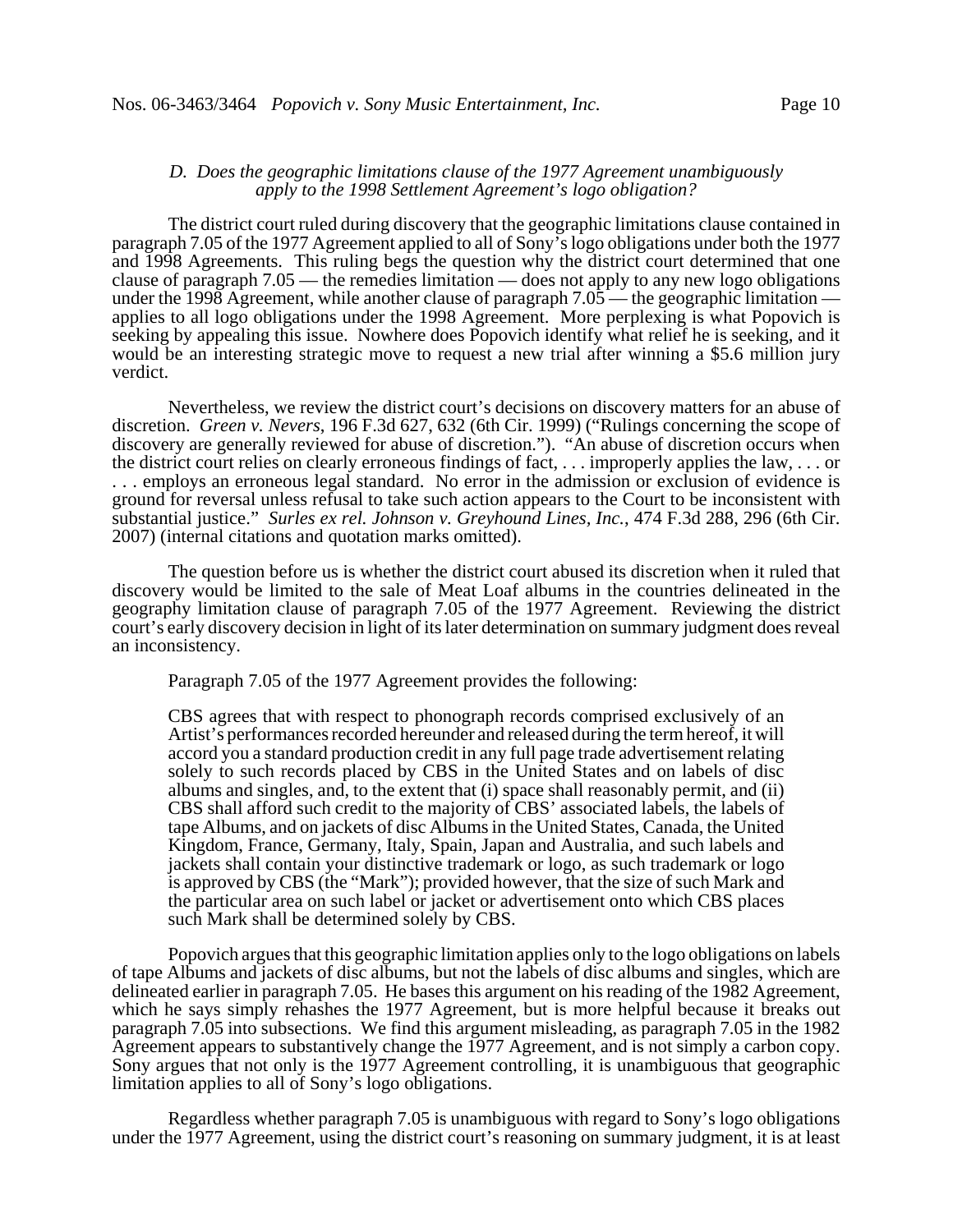### *D. Does the geographic limitations clause of the 1977 Agreement unambiguously apply to the 1998 Settlement Agreement's logo obligation?*

The district court ruled during discovery that the geographic limitations clause contained in paragraph 7.05 of the 1977 Agreement applied to all of Sony's logo obligations under both the 1977 and 1998 Agreements. This ruling begs the question why the district court determined that one clause of paragraph 7.05 — the remedies limitation — does not apply to any new logo obligations under the 1998 Agreement, while another clause of paragraph 7.05 — the geographic limitation — applies to all logo obligations under the 1998 Agreement. More perplexing is what Popovich is seeking by appealing this issue. Nowhere does Popovich identify what relief he is seeking, and it would be an interesting strategic move to request a new trial after winning a \$5.6 million jury verdict.

Nevertheless, we review the district court's decisions on discovery matters for an abuse of discretion. *Green v. Nevers*, 196 F.3d 627, 632 (6th Cir. 1999) ("Rulings concerning the scope of discovery are generally reviewed for abuse of discretion."). "An abuse of discretion occurs when the district court relies on clearly erroneous findings of fact, . . . improperly applies the law, . . . or . . . employs an erroneous legal standard. No error in the admission or exclusion of evidence is ground for reversal unless refusal to take such action appears to the Court to be inconsistent with substantial justice." *Surles ex rel. Johnson v. Greyhound Lines, Inc.*, 474 F.3d 288, 296 (6th Cir. 2007) (internal citations and quotation marks omitted).

The question before us is whether the district court abused its discretion when it ruled that discovery would be limited to the sale of Meat Loaf albums in the countries delineated in the geography limitation clause of paragraph 7.05 of the 1977 Agreement. Reviewing the district court's early discovery decision in light of its later determination on summary judgment does reveal an inconsistency.

Paragraph 7.05 of the 1977 Agreement provides the following:

> CBS agrees that with respect to phonograph records comprised exclusively of an Artist's performances recorded hereunder and released during the term hereof, it will accord you a standard production credit in any full page trade advertisement relating solely to such records placed by CBS in the United States and on labels of disc albums and singles, and, to the extent that (i) space shall reasonably permit, and (ii) CBS shall afford such credit to the majority of CBS' associated labels, the labels of tape Albums, and on jackets of disc Albums in the United States, Canada, the United Kingdom, France, Germany, Italy, Spain, Japan and Australia, and such labels and jackets shall contain your distinctive trademark or logo, as such trademark or logo is approved by CBS (the "Mark"); provided however, that the size of such Mark and the particular area on such label or jacket or advertisement onto which CBS places such Mark shall be determined solely by CBS.

Popovich argues that this geographic limitation applies only to the logo obligations on labels of tape Albums and jackets of disc albums, but not the labels of disc albums and singles, which are delineated earlier in paragraph 7.05. He bases this argument on his reading of the 1982 Agreement, which he says simply rehashes the 1977 Agreement, but is more helpful because it breaks out paragraph 7.05 into subsections. We find this argument misleading, as paragraph 7.05 in the 1982 Agreement appears to substantively change the 1977 Agreement, and is not simply a carbon copy. Sony argues that not only is the 1977 Agreement controlling, it is unambiguous that geographic limitation applies to all of Sony's logo obligations.

Regardless whether paragraph 7.05 is unambiguous with regard to Sony's logo obligations under the 1977 Agreement, using the district court's reasoning on summary judgment, it is at least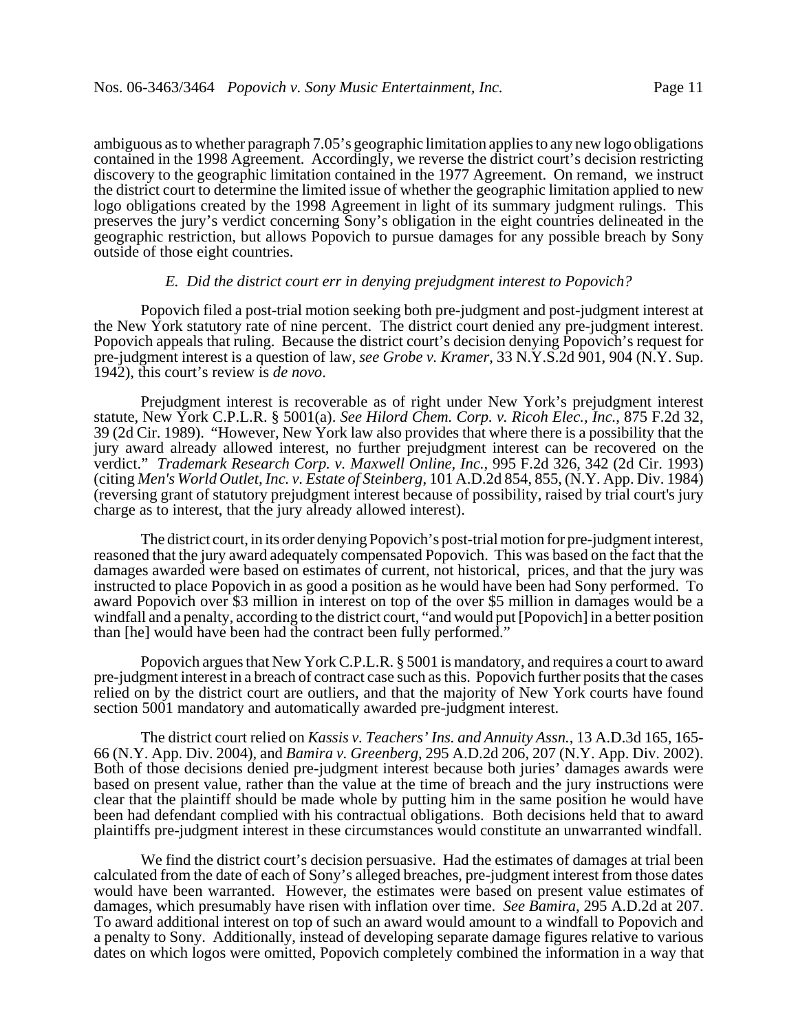ambiguous as to whether paragraph 7.05's geographic limitation applies to any new logo obligations contained in the 1998 Agreement. Accordingly, we reverse the district court's decision restricting discovery to the geographic limitation contained in the 1977 Agreement. On remand, we instruct the district court to determine the limited issue of whether the geographic limitation applied to new logo obligations created by the 1998 Agreement in light of its summary judgment rulings. This preserves the jury's verdict concerning Sony's obligation in the eight countries delineated in the geographic restriction, but allows Popovich to pursue damages for any possible breach by Sony outside of those eight countries.

*E. Did the district court err in denying prejudgment interest to Popovich?*

Popovich filed a post-trial motion seeking both pre-judgment and post-judgment interest at the New York statutory rate of nine percent. The district court denied any pre-judgment interest. Popovich appeals that ruling. Because the district court's decision denying Popovich's request for pre-judgment interest is a question of law, *see Grobe v. Kramer*, 33 N.Y.S.2d 901, 904 (N.Y. Sup. 1942), this court's review is *de novo*.

Prejudgment interest is recoverable as of right under New York's prejudgment interest statute, New York C.P.L.R. § 5001(a). *See Hilord Chem. Corp. v. Ricoh Elec., Inc.*, 875 F.2d 32, 39 (2d Cir. 1989). "However, New York law also provides that where there is a possibility that the jury award already allowed interest, no further prejudgment interest can be recovered on the verdict." *Trademark Research Corp. v. Maxwell Online, Inc.*, 995 F.2d 326, 342 (2d Cir. 1993) (citing *Men's World Outlet, Inc. v. Estate of Steinberg*, 101 A.D.2d 854, 855, (N.Y. App. Div. 1984) (reversing grant of statutory prejudgment interest because of possibility, raised by trial court's jury charge as to interest, that the jury already allowed interest).

The district court, in its order denying Popovich's post-trial motion for pre-judgment interest, reasoned that the jury award adequately compensated Popovich. This was based on the fact that the damages awarded were based on estimates of current, not historical, prices, and that the jury was instructed to place Popovich in as good a position as he would have been had Sony performed. To award Popovich over \$3 million in interest on top of the over \$5 million in damages would be a windfall and a penalty, according to the district court, "and would put [Popovich] in a better position than [he] would have been had the contract been fully performed."

Popovich argues that New York C.P.L.R. § 5001 is mandatory, and requires a court to award pre-judgment interest in a breach of contract case such as this. Popovich further posits that the cases relied on by the district court are outliers, and that the majority of New York courts have found section 5001 mandatory and automatically awarded pre-judgment interest.

The district court relied on *Kassis v. Teachers' Ins. and Annuity Assn.*, 13 A.D.3d 165, 165-66 (N.Y. App. Div. 2004), and *Bamira v. Greenberg*, 295 A.D.2d 206, 207 (N.Y. App. Div. 2002). Both of those decisions denied pre-judgment interest because both juries' damages awards were based on present value, rather than the value at the time of breach and the jury instructions were clear that the plaintiff should be made whole by putting him in the same position he would have been had defendant complied with his contractual obligations. Both decisions held that to award plaintiffs pre-judgment interest in these circumstances would constitute an unwarranted windfall.

We find the district court's decision persuasive. Had the estimates of damages at trial been calculated from the date of each of Sony's alleged breaches, pre-judgment interest from those dates would have been warranted. However, the estimates were based on present value estimates of damages, which presumably have risen with inflation over time. *See Bamira*, 295 A.D.2d at 207. To award additional interest on top of such an award would amount to a windfall to Popovich and a penalty to Sony. Additionally, instead of developing separate damage figures relative to various dates on which logos were omitted, Popovich completely combined the information in a way that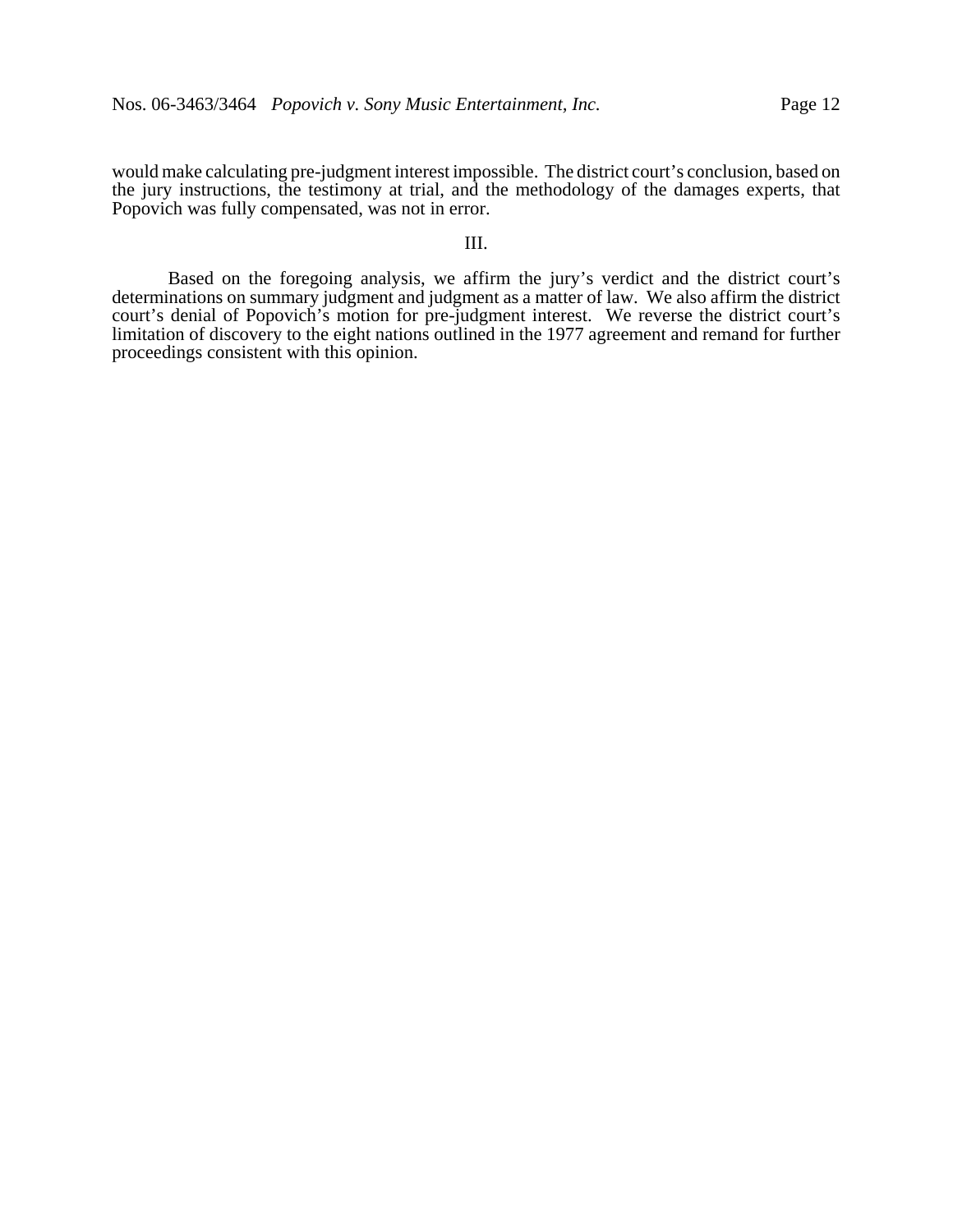would make calculating pre-judgment interest impossible. The district court's conclusion, based on the jury instructions, the testimony at trial, and the methodology of the damages experts, that Popovich was fully compensated, was not in error.

## III.

Based on the foregoing analysis, we affirm the jury's verdict and the district court's determinations on summary judgment and judgment as a matter of law. We also affirm the district court's denial of Popovich's motion for pre-judgment interest. We reverse the district court's limitation of discovery to the eight nations outlined in the 1977 agreement and remand for further proceedings consistent with this opinion.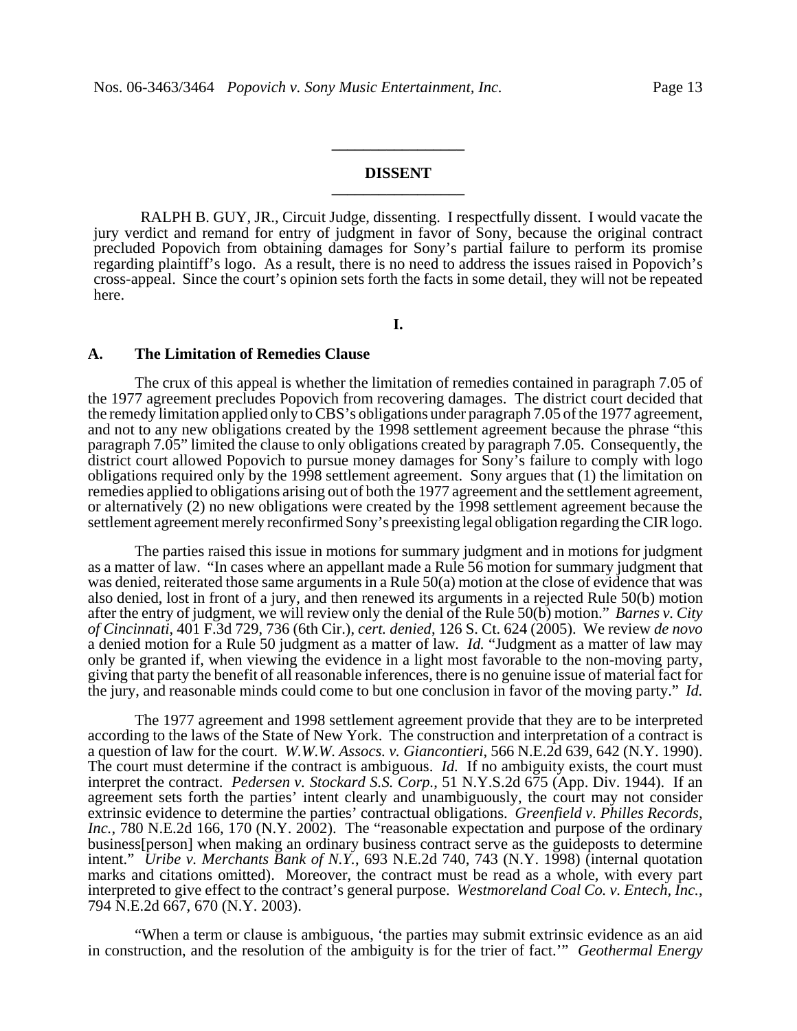## DISSENT

RALPH B. GUY, JR., Circuit Judge, dissenting. I respectfully dissent. I would vacate the jury verdict and remand for entry of judgment in favor of Sony, because the original contract precluded Popovich from obtaining damages for Sony's partial failure to perform its promise regarding plaintiff's logo. As a result, there is no need to address the issues raised in Popovich's cross-appeal. Since the court's opinion sets forth the facts in some detail, they will not be repeated here.

### I.

### A. The Limitation of Remedies Clause

The crux of this appeal is whether the limitation of remedies contained in paragraph 7.05 of the 1977 agreement precludes Popovich from recovering damages. The district court decided that the remedy limitation applied only to CBS's obligations under paragraph 7.05 of the 1977 agreement, and not to any new obligations created by the 1998 settlement agreement because the phrase "this paragraph 7.05" limited the clause to only obligations created by paragraph 7.05. Consequently, the district court allowed Popovich to pursue money damages for Sony's failure to comply with logo obligations required only by the 1998 settlement agreement. Sony argues that (1) the limitation on remedies applied to obligations arising out of both the 1977 agreement and the settlement agreement, or alternatively (2) no new obligations were created by the 1998 settlement agreement because the settlement agreement merely reconfirmed Sony's preexisting legal obligation regarding the CIR logo.

The parties raised this issue in motions for summary judgment and in motions for judgment as a matter of law. "In cases where an appellant made a Rule 56 motion for summary judgment that was denied, reiterated those same arguments in a Rule 50(a) motion at the close of evidence that was also denied, lost in front of a jury, and then renewed its arguments in a rejected Rule 50(b) motion after the entry of judgment, we will review only the denial of the Rule 50(b) motion." *Barnes v. City of Cincinnati*, 401 F.3d 729, 736 (6th Cir.), *cert. denied*, 126 S. Ct. 624 (2005). We review *de novo* a denied motion for a Rule 50 judgment as a matter of law. *Id.* "Judgment as a matter of law may only be granted if, when viewing the evidence in a light most favorable to the non-moving party, giving that party the benefit of all reasonable inferences, there is no genuine issue of material fact for the jury, and reasonable minds could come to but one conclusion in favor of the moving party." *Id.*

The 1977 agreement and 1998 settlement agreement provide that they are to be interpreted according to the laws of the State of New York. The construction and interpretation of a contract is a question of law for the court. *W.W.W. Assocs. v. Giancontieri*, 566 N.E.2d 639, 642 (N.Y. 1990). The court must determine if the contract is ambiguous. *Id.* If no ambiguity exists, the court must interpret the contract. *Pedersen v. Stockard S.S. Corp.*, 51 N.Y.S.2d 675 (App. Div. 1944). If an agreement sets forth the parties' intent clearly and unambiguously, the court may not consider extrinsic evidence to determine the parties' contractual obligations. *Greenfield v. Philles Records, Inc.*, 780 N.E.2d 166, 170 (N.Y. 2002). The "reasonable expectation and purpose of the ordinary business[person] when making an ordinary business contract serve as the guideposts to determine intent." *Uribe v. Merchants Bank of N.Y.*, 693 N.E.2d 740, 743 (N.Y. 1998) (internal quotation marks and citations omitted). Moreover, the contract must be read as a whole, with every part interpreted to give effect to the contract's general purpose. *Westmoreland Coal Co. v. Entech, Inc.*, 794 N.E.2d 667, 670 (N.Y. 2003).

"When a term or clause is ambiguous, 'the parties may submit extrinsic evidence as an aid in construction, and the resolution of the ambiguity is for the trier of fact.'" *Geothermal Energy*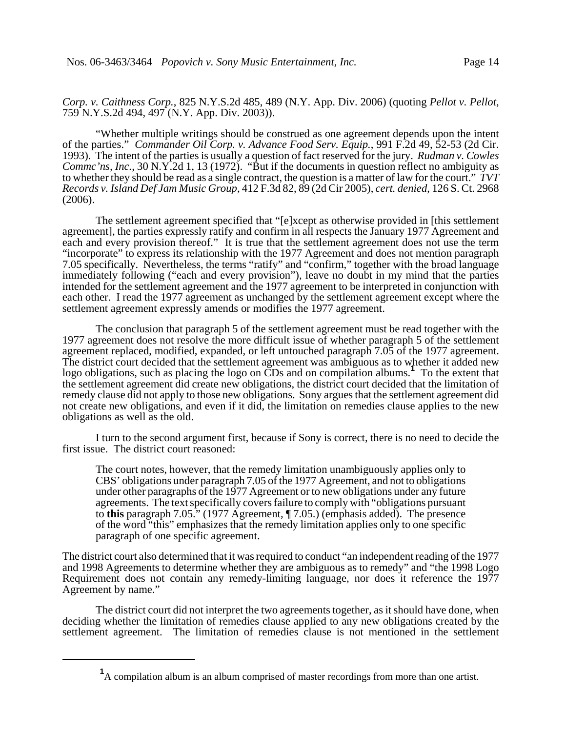*Corp. v. Caithness Corp.*, 825 N.Y.S.2d 485, 489 (N.Y. App. Div. 2006) (quoting *Pellot v. Pellot*, 759 N.Y.S.2d 494, 497 (N.Y. App. Div. 2003)).

"Whether multiple writings should be construed as one agreement depends upon the intent of the parties." *Commander Oil Corp. v. Advance Food Serv. Equip.*, 991 F.2d 49, 52-53 (2d Cir. 1993). The intent of the parties is usually a question of fact reserved for the jury. *Rudman v. Cowles Commc'ns, Inc.*, 30 N.Y.2d 1, 13 (1972). "But if the documents in question reflect no ambiguity as to whether they should be read as a single contract, the question is a matter of law for the court." *TVT Records v. Island Def Jam Music Group*, 412 F.3d 82, 89 (2d Cir 2005), *cert. denied*, 126 S. Ct. 2968 (2006).

The settlement agreement specified that "[e]xcept as otherwise provided in [this settlement agreement], the parties expressly ratify and confirm in all respects the January 1977 Agreement and each and every provision thereof." It is true that the settlement agreement does not use the term "incorporate" to express its relationship with the 1977 Agreement and does not mention paragraph 7.05 specifically. Nevertheless, the terms "ratify" and "confirm," together with the broad language immediately following ("each and every provision"), leave no doubt in my mind that the parties intended for the settlement agreement and the 1977 agreement to be interpreted in conjunction with each other. I read the 1977 agreement as unchanged by the settlement agreement except where the settlement agreement expressly amends or modifies the 1977 agreement.

The conclusion that paragraph 5 of the settlement agreement must be read together with the 1977 agreement does not resolve the more difficult issue of whether paragraph 5 of the settlement agreement replaced, modified, expanded, or left untouched paragraph 7.05 of the 1977 agreement. The district court decided that the settlement agreement was ambiguous as to whether it added new logo obligations, such as placing the logo on CDs and on compilation albums.[1] To the extent that the settlement agreement did create new obligations, the district court decided that the limitation of remedy clause did not apply to those new obligations. Sony argues that the settlement agreement did not create new obligations, and even if it did, the limitation on remedies clause applies to the new obligations as well as the old.

I turn to the second argument first, because if Sony is correct, there is no need to decide the first issue. The district court reasoned:

> The court notes, however, that the remedy limitation unambiguously applies only to CBS' obligations under paragraph 7.05 of the 1977 Agreement, and not to obligations under other paragraphs of the 1977 Agreement or to new obligations under any future agreements. The text specifically covers failure to comply with "obligations pursuant to **this** paragraph 7.05." (1977 Agreement, ¶ 7.05.) (emphasis added). The presence of the word "this" emphasizes that the remedy limitation applies only to one specific paragraph of one specific agreement.

The district court also determined that it was required to conduct "an independent reading of the 1977 and 1998 Agreements to determine whether they are ambiguous as to remedy" and "the 1998 Logo Requirement does not contain any remedy-limiting language, nor does it reference the 1977 Agreement by name."

The district court did not interpret the two agreements together, as it should have done, when deciding whether the limitation of remedies clause applied to any new obligations created by the settlement agreement. The limitation of remedies clause is not mentioned in the settlement

---

[1] A compilation album is an album comprised of master recordings from more than one artist.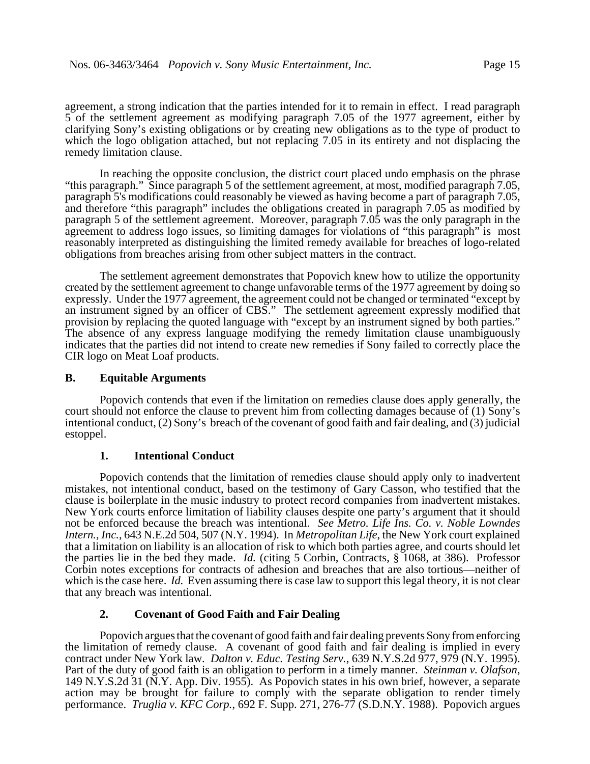agreement, a strong indication that the parties intended for it to remain in effect. I read paragraph 5 of the settlement agreement as modifying paragraph 7.05 of the 1977 agreement, either by clarifying Sony's existing obligations or by creating new obligations as to the type of product to which the logo obligation attached, but not replacing 7.05 in its entirety and not displacing the remedy limitation clause.

In reaching the opposite conclusion, the district court placed undo emphasis on the phrase "this paragraph." Since paragraph 5 of the settlement agreement, at most, modified paragraph 7.05, paragraph 5's modifications could reasonably be viewed as having become a part of paragraph 7.05, and therefore "this paragraph" includes the obligations created in paragraph 7.05 as modified by paragraph 5 of the settlement agreement. Moreover, paragraph 7.05 was the only paragraph in the agreement to address logo issues, so limiting damages for violations of "this paragraph" is most reasonably interpreted as distinguishing the limited remedy available for breaches of logo-related obligations from breaches arising from other subject matters in the contract.

The settlement agreement demonstrates that Popovich knew how to utilize the opportunity created by the settlement agreement to change unfavorable terms of the 1977 agreement by doing so expressly. Under the 1977 agreement, the agreement could not be changed or terminated "except by an instrument signed by an officer of CBS." The settlement agreement expressly modified that provision by replacing the quoted language with "except by an instrument signed by both parties." The absence of any express language modifying the remedy limitation clause unambiguously indicates that the parties did not intend to create new remedies if Sony failed to correctly place the CIR logo on Meat Loaf products.

### B. Equitable Arguments

Popovich contends that even if the limitation on remedies clause does apply generally, the court should not enforce the clause to prevent him from collecting damages because of (1) Sony's intentional conduct, (2) Sony's breach of the covenant of good faith and fair dealing, and (3) judicial estoppel.

#### 1. Intentional Conduct

Popovich contends that the limitation of remedies clause should apply only to inadvertent mistakes, not intentional conduct, based on the testimony of Gary Casson, who testified that the clause is boilerplate in the music industry to protect record companies from inadvertent mistakes. New York courts enforce limitation of liability clauses despite one party's argument that it should not be enforced because the breach was intentional. *See Metro. Life Ins. Co. v. Noble Lowndes Intern., Inc.*, 643 N.E.2d 504, 507 (N.Y. 1994). In *Metropolitan Life*, the New York court explained that a limitation on liability is an allocation of risk to which both parties agree, and courts should let the parties lie in the bed they made. *Id.* (citing 5 Corbin, Contracts, § 1068, at 386). Professor Corbin notes exceptions for contracts of adhesion and breaches that are also tortious—neither of which is the case here. *Id.* Even assuming there is case law to support this legal theory, it is not clear that any breach was intentional.

#### 2. Covenant of Good Faith and Fair Dealing

Popovich argues that the covenant of good faith and fair dealing prevents Sony from enforcing the limitation of remedy clause. A covenant of good faith and fair dealing is implied in every contract under New York law. *Dalton v. Educ. Testing Serv.*, 639 N.Y.S.2d 977, 979 (N.Y. 1995). Part of the duty of good faith is an obligation to perform in a timely manner. *Steinman v. Olafson*, 149 N.Y.S.2d 31 (N.Y. App. Div. 1955). As Popovich states in his own brief, however, a separate action may be brought for failure to comply with the separate obligation to render timely performance. *Truglia v. KFC Corp.*, 692 F. Supp. 271, 276-77 (S.D.N.Y. 1988). Popovich argues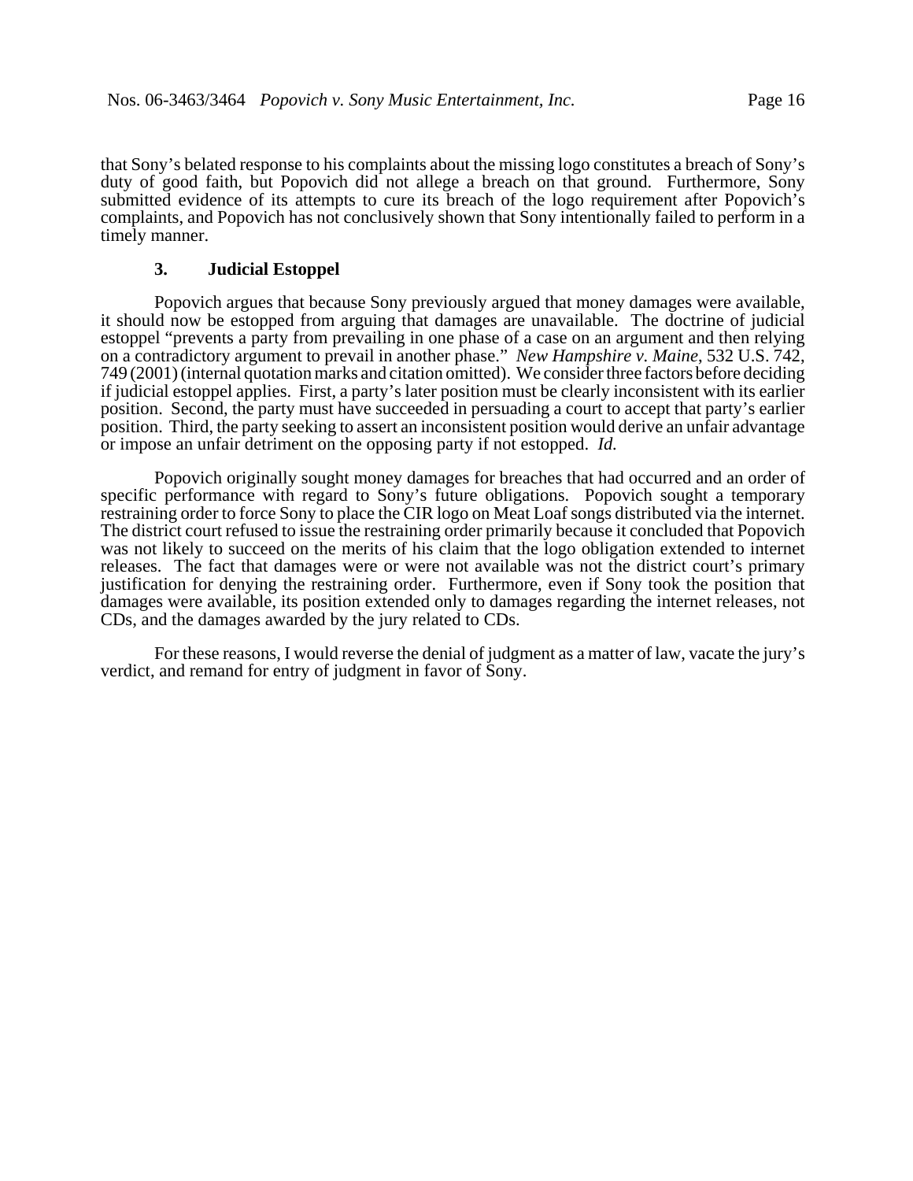that Sony's belated response to his complaints about the missing logo constitutes a breach of Sony's duty of good faith, but Popovich did not allege a breach on that ground. Furthermore, Sony submitted evidence of its attempts to cure its breach of the logo requirement after Popovich's complaints, and Popovich has not conclusively shown that Sony intentionally failed to perform in a timely manner.

### 3. Judicial Estoppel

Popovich argues that because Sony previously argued that money damages were available, it should now be estopped from arguing that damages are unavailable. The doctrine of judicial estoppel "prevents a party from prevailing in one phase of a case on an argument and then relying on a contradictory argument to prevail in another phase." *New Hampshire v. Maine*, 532 U.S. 742, 749 (2001) (internal quotation marks and citation omitted). We consider three factors before deciding if judicial estoppel applies. First, a party's later position must be clearly inconsistent with its earlier position. Second, the party must have succeeded in persuading a court to accept that party's earlier position. Third, the party seeking to assert an inconsistent position would derive an unfair advantage or impose an unfair detriment on the opposing party if not estopped. *Id.*

Popovich originally sought money damages for breaches that had occurred and an order of specific performance with regard to Sony's future obligations. Popovich sought a temporary restraining order to force Sony to place the CIR logo on Meat Loaf songs distributed via the internet. The district court refused to issue the restraining order primarily because it concluded that Popovich was not likely to succeed on the merits of his claim that the logo obligation extended to internet releases. The fact that damages were or were not available was not the district court's primary justification for denying the restraining order. Furthermore, even if Sony took the position that damages were available, its position extended only to damages regarding the internet releases, not CDs, and the damages awarded by the jury related to CDs.

For these reasons, I would reverse the denial of judgment as a matter of law, vacate the jury's verdict, and remand for entry of judgment in favor of Sony.